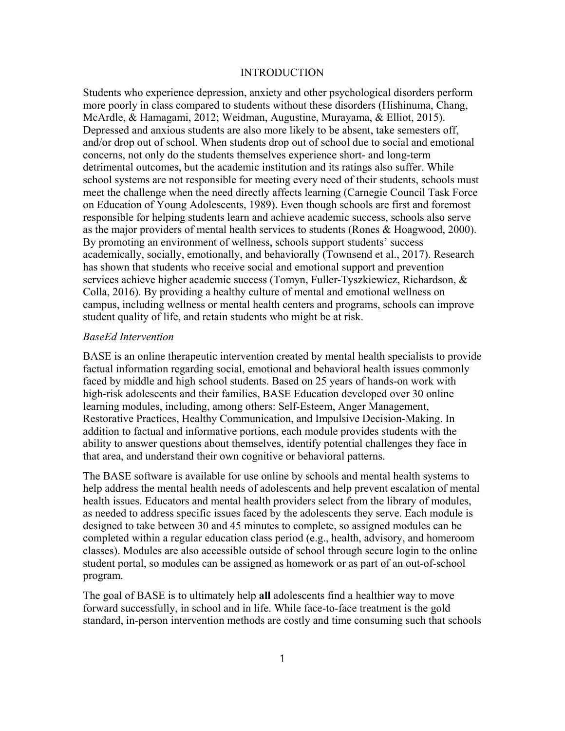# INTRODUCTION

Students who experience depression, anxiety and other psychological disorders perform more poorly in class compared to students without these disorders (Hishinuma, Chang, McArdle, & Hamagami, 2012; Weidman, Augustine, Murayama, & Elliot, 2015). Depressed and anxious students are also more likely to be absent, take semesters off, and/or drop out of school. When students drop out of school due to social and emotional concerns, not only do the students themselves experience short- and long-term detrimental outcomes, but the academic institution and its ratings also suffer. While school systems are not responsible for meeting every need of their students, schools must meet the challenge when the need directly affects learning (Carnegie Council Task Force on Education of Young Adolescents, 1989). Even though schools are first and foremost responsible for helping students learn and achieve academic success, schools also serve as the major providers of mental health services to students (Rones & Hoagwood, 2000). By promoting an environment of wellness, schools support students' success academically, socially, emotionally, and behaviorally (Townsend et al., 2017). Research has shown that students who receive social and emotional support and prevention services achieve higher academic success (Tomyn, Fuller-Tyszkiewicz, Richardson, & Colla, 2016). By providing a healthy culture of mental and emotional wellness on campus, including wellness or mental health centers and programs, schools can improve student quality of life, and retain students who might be at risk.

## *BaseEd Intervention*

BASE is an online therapeutic intervention created by mental health specialists to provide factual information regarding social, emotional and behavioral health issues commonly faced by middle and high school students. Based on 25 years of hands-on work with high-risk adolescents and their families, BASE Education developed over 30 online learning modules, including, among others: Self-Esteem, Anger Management, Restorative Practices, Healthy Communication, and Impulsive Decision-Making. In addition to factual and informative portions, each module provides students with the ability to answer questions about themselves, identify potential challenges they face in that area, and understand their own cognitive or behavioral patterns.

The BASE software is available for use online by schools and mental health systems to help address the mental health needs of adolescents and help prevent escalation of mental health issues. Educators and mental health providers select from the library of modules, as needed to address specific issues faced by the adolescents they serve. Each module is designed to take between 30 and 45 minutes to complete, so assigned modules can be completed within a regular education class period (e.g., health, advisory, and homeroom classes). Modules are also accessible outside of school through secure login to the online student portal, so modules can be assigned as homework or as part of an out-of-school program.

The goal of BASE is to ultimately help **all** adolescents find a healthier way to move forward successfully, in school and in life. While face-to-face treatment is the gold standard, in-person intervention methods are costly and time consuming such that schools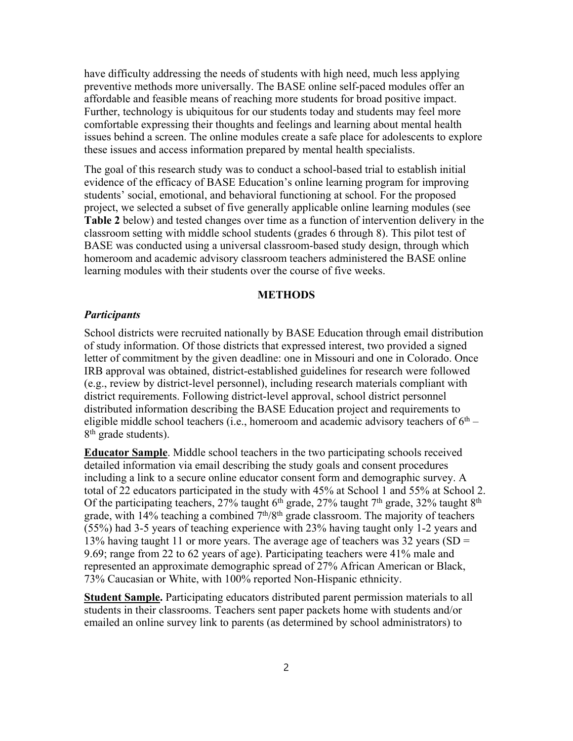have difficulty addressing the needs of students with high need, much less applying preventive methods more universally. The BASE online self-paced modules offer an affordable and feasible means of reaching more students for broad positive impact. Further, technology is ubiquitous for our students today and students may feel more comfortable expressing their thoughts and feelings and learning about mental health issues behind a screen. The online modules create a safe place for adolescents to explore these issues and access information prepared by mental health specialists.

The goal of this research study was to conduct a school-based trial to establish initial evidence of the efficacy of BASE Education's online learning program for improving students' social, emotional, and behavioral functioning at school. For the proposed project, we selected a subset of five generally applicable online learning modules (see **Table 2** below) and tested changes over time as a function of intervention delivery in the classroom setting with middle school students (grades 6 through 8). This pilot test of BASE was conducted using a universal classroom-based study design, through which homeroom and academic advisory classroom teachers administered the BASE online learning modules with their students over the course of five weeks.

## METHODS

### *Participants*

School districts were recruited nationally by BASE Education through email distribution of study information. Of those districts that expressed interest, two provided a signed letter of commitment by the given deadline: one in Missouri and one in Colorado. Once IRB approval was obtained, district-established guidelines for research were followed (e.g., review by district-level personnel), including research materials compliant with district requirements. Following district-level approval, school district personnel distributed information describing the BASE Education project and requirements to eligible middle school teachers (i.e., homeroom and academic advisory teachers of 6th – 8th grade students).

**Educator Sample**. Middle school teachers in the two participating schools received detailed information via email describing the study goals and consent procedures including a link to a secure online educator consent form and demographic survey. A total of 22 educators participated in the study with 45% at School 1 and 55% at School 2. Of the participating teachers, 27% taught 6th grade, 27% taught 7th grade, 32% taught 8th grade, with 14% teaching a combined 7th/8th grade classroom. The majority of teachers (55%) had 3-5 years of teaching experience with 23% having taught only 1-2 years and 13% having taught 11 or more years. The average age of teachers was 32 years (SD = 9.69; range from 22 to 62 years of age). Participating teachers were 41% male and represented an approximate demographic spread of 27% African American or Black, 73% Caucasian or White, with 100% reported Non-Hispanic ethnicity.

**Student Sample.** Participating educators distributed parent permission materials to all students in their classrooms. Teachers sent paper packets home with students and/or emailed an online survey link to parents (as determined by school administrators) to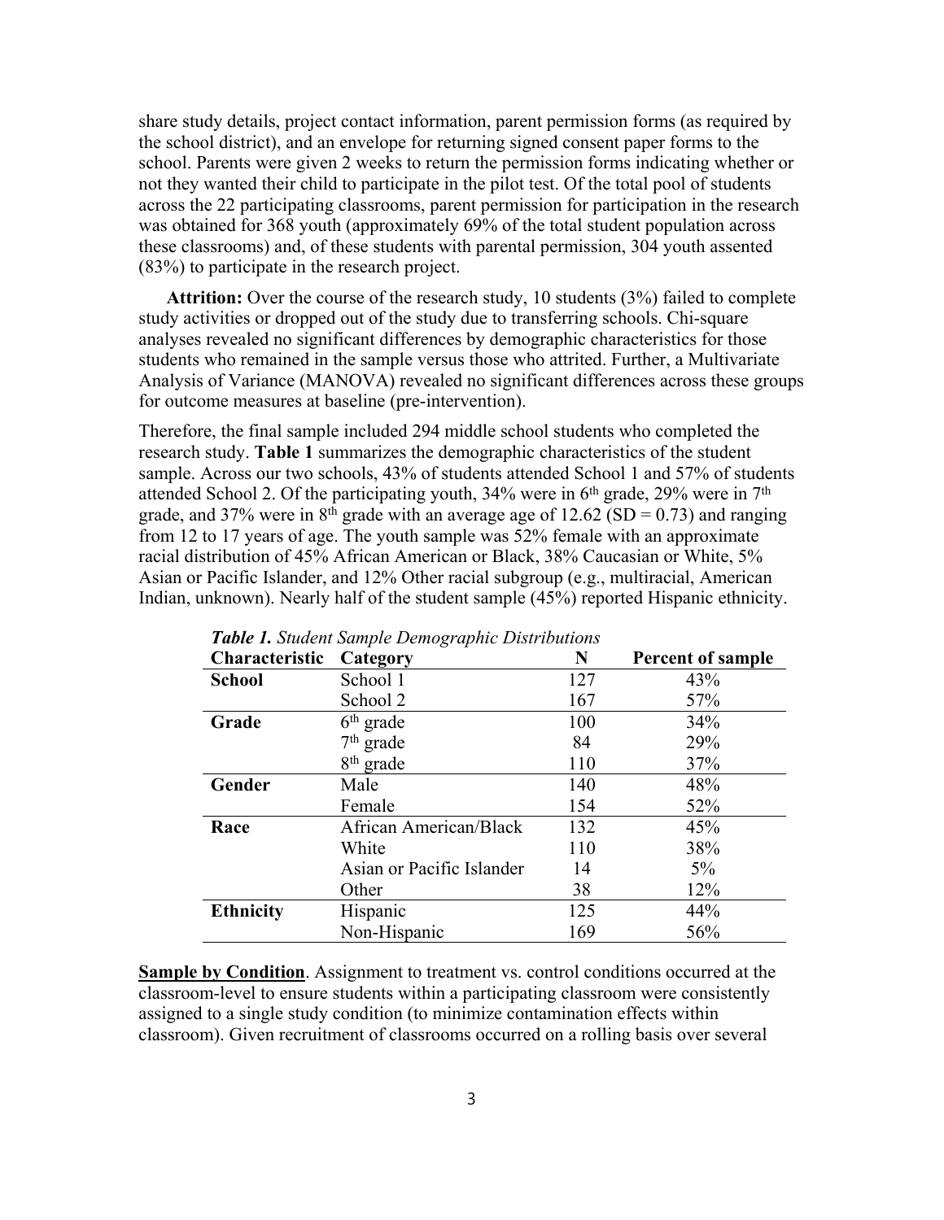share study details, project contact information, parent permission forms (as required by the school district), and an envelope for returning signed consent paper forms to the school. Parents were given 2 weeks to return the permission forms indicating whether or not they wanted their child to participate in the pilot test. Of the total pool of students across the 22 participating classrooms, parent permission for participation in the research was obtained for 368 youth (approximately 69% of the total student population across these classrooms) and, of these students with parental permission, 304 youth assented (83%) to participate in the research project.

**Attrition:** Over the course of the research study, 10 students (3%) failed to complete study activities or dropped out of the study due to transferring schools. Chi-square analyses revealed no significant differences by demographic characteristics for those students who remained in the sample versus those who attrited. Further, a Multivariate Analysis of Variance (MANOVA) revealed no significant differences across these groups for outcome measures at baseline (pre-intervention).

Therefore, the final sample included 294 middle school students who completed the research study. **Table 1** summarizes the demographic characteristics of the student sample. Across our two schools, 43% of students attended School 1 and 57% of students attended School 2. Of the participating youth, 34% were in 6th grade, 29% were in 7th grade, and 37% were in 8th grade with an average age of 12.62 (SD = 0.73) and ranging from 12 to 17 years of age. The youth sample was 52% female with an approximate racial distribution of 45% African American or Black, 38% Caucasian or White, 5% Asian or Pacific Islander, and 12% Other racial subgroup (e.g., multiracial, American Indian, unknown). Nearly half of the student sample (45%) reported Hispanic ethnicity.

***Table 1.*** *Student Sample Demographic Distributions*

| Characteristic | Category | N | Percent of sample |
|---|---|---|---|
| **School** | School 1 | 127 | 43% |
| | School 2 | 167 | 57% |
| **Grade** | 6th grade | 100 | 34% |
| | 7th grade | 84 | 29% |
| | 8th grade | 110 | 37% |
| **Gender** | Male | 140 | 48% |
| | Female | 154 | 52% |
| **Race** | African American/Black | 132 | 45% |
| | White | 110 | 38% |
| | Asian or Pacific Islander | 14 | 5% |
| | Other | 38 | 12% |
| **Ethnicity** | Hispanic | 125 | 44% |
| | Non-Hispanic | 169 | 56% |

**Sample by Condition**. Assignment to treatment vs. control conditions occurred at the classroom-level to ensure students within a participating classroom were consistently assigned to a single study condition (to minimize contamination effects within classroom). Given recruitment of classrooms occurred on a rolling basis over several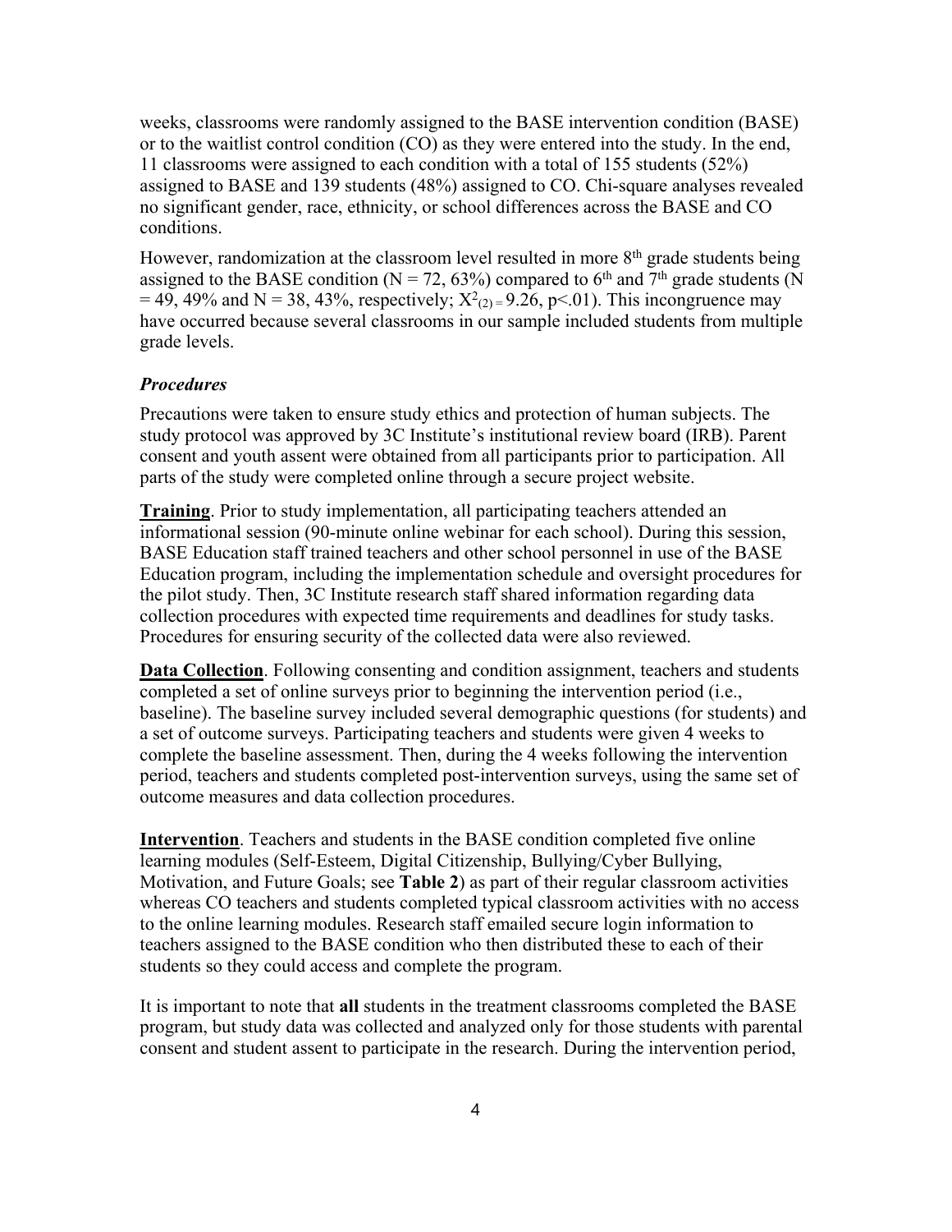weeks, classrooms were randomly assigned to the BASE intervention condition (BASE) or to the waitlist control condition (CO) as they were entered into the study. In the end, 11 classrooms were assigned to each condition with a total of 155 students (52%) assigned to BASE and 139 students (48%) assigned to CO. Chi-square analyses revealed no significant gender, race, ethnicity, or school differences across the BASE and CO conditions.

However, randomization at the classroom level resulted in more 8th grade students being assigned to the BASE condition (N = 72, 63%) compared to 6th and 7th grade students (N = 49, 49% and N = 38, 43%, respectively; $X^2_{(2)} = 9.26$, $p<.01$). This incongruence may have occurred because several classrooms in our sample included students from multiple grade levels.

### *Procedures*

Precautions were taken to ensure study ethics and protection of human subjects. The study protocol was approved by 3C Institute's institutional review board (IRB). Parent consent and youth assent were obtained from all participants prior to participation. All parts of the study were completed online through a secure project website.

**Training**. Prior to study implementation, all participating teachers attended an informational session (90-minute online webinar for each school). During this session, BASE Education staff trained teachers and other school personnel in use of the BASE Education program, including the implementation schedule and oversight procedures for the pilot study. Then, 3C Institute research staff shared information regarding data collection procedures with expected time requirements and deadlines for study tasks. Procedures for ensuring security of the collected data were also reviewed.

**Data Collection**. Following consenting and condition assignment, teachers and students completed a set of online surveys prior to beginning the intervention period (i.e., baseline). The baseline survey included several demographic questions (for students) and a set of outcome surveys. Participating teachers and students were given 4 weeks to complete the baseline assessment. Then, during the 4 weeks following the intervention period, teachers and students completed post-intervention surveys, using the same set of outcome measures and data collection procedures.

**Intervention**. Teachers and students in the BASE condition completed five online learning modules (Self-Esteem, Digital Citizenship, Bullying/Cyber Bullying, Motivation, and Future Goals; see **Table 2**) as part of their regular classroom activities whereas CO teachers and students completed typical classroom activities with no access to the online learning modules. Research staff emailed secure login information to teachers assigned to the BASE condition who then distributed these to each of their students so they could access and complete the program.

It is important to note that **all** students in the treatment classrooms completed the BASE program, but study data was collected and analyzed only for those students with parental consent and student assent to participate in the research. During the intervention period,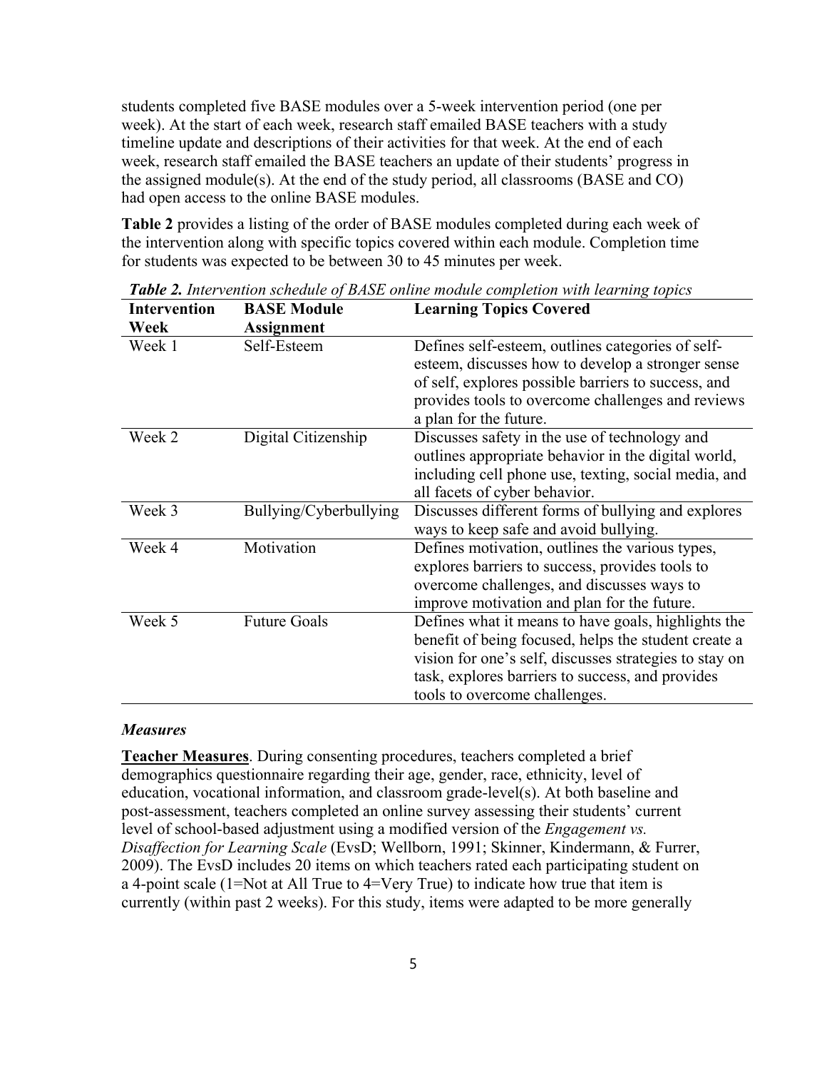students completed five BASE modules over a 5-week intervention period (one per week). At the start of each week, research staff emailed BASE teachers with a study timeline update and descriptions of their activities for that week. At the end of each week, research staff emailed the BASE teachers an update of their students' progress in the assigned module(s). At the end of the study period, all classrooms (BASE and CO) had open access to the online BASE modules.

**Table 2** provides a listing of the order of BASE modules completed during each week of the intervention along with specific topics covered within each module. Completion time for students was expected to be between 30 to 45 minutes per week.

***Table 2.*** *Intervention schedule of BASE online module completion with learning topics*

| Intervention Week | BASE Module Assignment | Learning Topics Covered |
| --- | --- | --- |
| Week 1 | Self-Esteem | Defines self-esteem, outlines categories of self-esteem, discusses how to develop a stronger sense of self, explores possible barriers to success, and provides tools to overcome challenges and reviews a plan for the future. |
| Week 2 | Digital Citizenship | Discusses safety in the use of technology and outlines appropriate behavior in the digital world, including cell phone use, texting, social media, and all facets of cyber behavior. |
| Week 3 | Bullying/Cyberbullying | Discusses different forms of bullying and explores ways to keep safe and avoid bullying. |
| Week 4 | Motivation | Defines motivation, outlines the various types, explores barriers to success, provides tools to overcome challenges, and discusses ways to improve motivation and plan for the future. |
| Week 5 | Future Goals | Defines what it means to have goals, highlights the benefit of being focused, helps the student create a vision for one's self, discusses strategies to stay on task, explores barriers to success, and provides tools to overcome challenges. |

### *Measures*

**Teacher Measures**. During consenting procedures, teachers completed a brief demographics questionnaire regarding their age, gender, race, ethnicity, level of education, vocational information, and classroom grade-level(s). At both baseline and post-assessment, teachers completed an online survey assessing their students' current level of school-based adjustment using a modified version of the *Engagement vs. Disaffection for Learning Scale* (EvsD; Wellborn, 1991; Skinner, Kindermann, & Furrer, 2009). The EvsD includes 20 items on which teachers rated each participating student on a 4-point scale (1=Not at All True to 4=Very True) to indicate how true that item is currently (within past 2 weeks). For this study, items were adapted to be more generally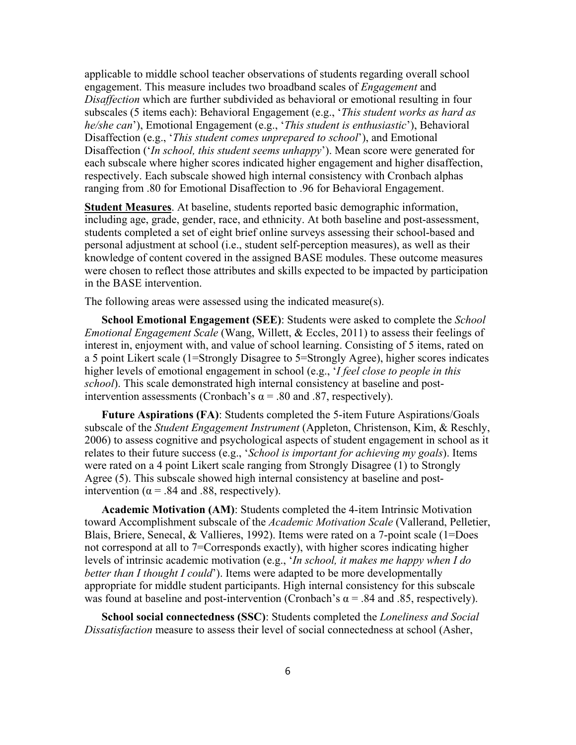applicable to middle school teacher observations of students regarding overall school engagement. This measure includes two broadband scales of *Engagement* and *Disaffection* which are further subdivided as behavioral or emotional resulting in four subscales (5 items each): Behavioral Engagement (e.g., '*This student works as hard as he/she can*'), Emotional Engagement (e.g., '*This student is enthusiastic*'), Behavioral Disaffection (e.g., '*This student comes unprepared to school*'), and Emotional Disaffection ('*In school, this student seems unhappy*'). Mean score were generated for each subscale where higher scores indicated higher engagement and higher disaffection, respectively. Each subscale showed high internal consistency with Cronbach alphas ranging from .80 for Emotional Disaffection to .96 for Behavioral Engagement.

**Student Measures**. At baseline, students reported basic demographic information, including age, grade, gender, race, and ethnicity. At both baseline and post-assessment, students completed a set of eight brief online surveys assessing their school-based and personal adjustment at school (i.e., student self-perception measures), as well as their knowledge of content covered in the assigned BASE modules. These outcome measures were chosen to reflect those attributes and skills expected to be impacted by participation in the BASE intervention.

The following areas were assessed using the indicated measure(s).

**School Emotional Engagement (SEE)**: Students were asked to complete the *School Emotional Engagement Scale* (Wang, Willett, & Eccles, 2011) to assess their feelings of interest in, enjoyment with, and value of school learning. Consisting of 5 items, rated on a 5 point Likert scale (1=Strongly Disagree to 5=Strongly Agree), higher scores indicates higher levels of emotional engagement in school (e.g., '*I feel close to people in this school*). This scale demonstrated high internal consistency at baseline and post-intervention assessments (Cronbach's $\alpha = .80$ and .87, respectively).

**Future Aspirations (FA)**: Students completed the 5-item Future Aspirations/Goals subscale of the *Student Engagement Instrument* (Appleton, Christenson, Kim, & Reschly, 2006) to assess cognitive and psychological aspects of student engagement in school as it relates to their future success (e.g., '*School is important for achieving my goals*). Items were rated on a 4 point Likert scale ranging from Strongly Disagree (1) to Strongly Agree (5). This subscale showed high internal consistency at baseline and post-intervention ($\alpha = .84$ and .88, respectively).

**Academic Motivation (AM)**: Students completed the 4-item Intrinsic Motivation toward Accomplishment subscale of the *Academic Motivation Scale* (Vallerand, Pelletier, Blais, Briere, Senecal, & Vallieres, 1992). Items were rated on a 7-point scale (1=Does not correspond at all to 7=Corresponds exactly), with higher scores indicating higher levels of intrinsic academic motivation (e.g., '*In school, it makes me happy when I do better than I thought I could*'). Items were adapted to be more developmentally appropriate for middle student participants. High internal consistency for this subscale was found at baseline and post-intervention (Cronbach's $\alpha = .84$ and .85, respectively).

**School social connectedness (SSC)**: Students completed the *Loneliness and Social Dissatisfaction* measure to assess their level of social connectedness at school (Asher,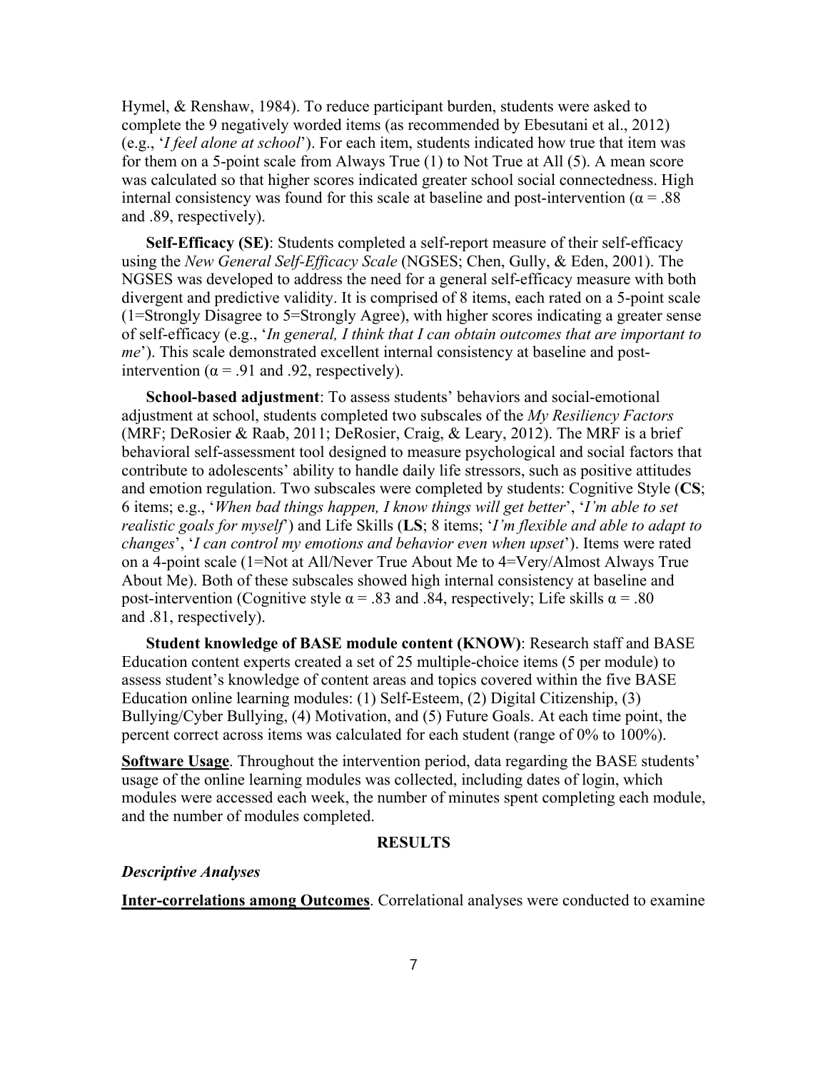Hymel, & Renshaw, 1984). To reduce participant burden, students were asked to complete the 9 negatively worded items (as recommended by Ebesutani et al., 2012) (e.g., '*I feel alone at school*'). For each item, students indicated how true that item was for them on a 5-point scale from Always True (1) to Not True at All (5). A mean score was calculated so that higher scores indicated greater school social connectedness. High internal consistency was found for this scale at baseline and post-intervention ($\alpha$ = .88 and .89, respectively).

**Self-Efficacy (SE)**: Students completed a self-report measure of their self-efficacy using the *New General Self-Efficacy Scale* (NGSES; Chen, Gully, & Eden, 2001). The NGSES was developed to address the need for a general self-efficacy measure with both divergent and predictive validity. It is comprised of 8 items, each rated on a 5-point scale (1=Strongly Disagree to 5=Strongly Agree), with higher scores indicating a greater sense of self-efficacy (e.g., '*In general, I think that I can obtain outcomes that are important to me*'). This scale demonstrated excellent internal consistency at baseline and post-intervention ($\alpha$ = .91 and .92, respectively).

**School-based adjustment**: To assess students' behaviors and social-emotional adjustment at school, students completed two subscales of the *My Resiliency Factors* (MRF; DeRosier & Raab, 2011; DeRosier, Craig, & Leary, 2012). The MRF is a brief behavioral self-assessment tool designed to measure psychological and social factors that contribute to adolescents' ability to handle daily life stressors, such as positive attitudes and emotion regulation. Two subscales were completed by students: Cognitive Style (**CS**; 6 items; e.g., '*When bad things happen, I know things will get better*', '*I'm able to set realistic goals for myself*') and Life Skills (**LS**; 8 items; '*I'm flexible and able to adapt to changes*', '*I can control my emotions and behavior even when upset*'). Items were rated on a 4-point scale (1=Not at All/Never True About Me to 4=Very/Almost Always True About Me). Both of these subscales showed high internal consistency at baseline and post-intervention (Cognitive style $\alpha$ = .83 and .84, respectively; Life skills $\alpha$ = .80 and .81, respectively).

**Student knowledge of BASE module content (KNOW)**: Research staff and BASE Education content experts created a set of 25 multiple-choice items (5 per module) to assess student's knowledge of content areas and topics covered within the five BASE Education online learning modules: (1) Self-Esteem, (2) Digital Citizenship, (3) Bullying/Cyber Bullying, (4) Motivation, and (5) Future Goals. At each time point, the percent correct across items was calculated for each student (range of 0% to 100%).

**Software Usage**. Throughout the intervention period, data regarding the BASE students' usage of the online learning modules was collected, including dates of login, which modules were accessed each week, the number of minutes spent completing each module, and the number of modules completed.

## RESULTS

### *Descriptive Analyses*

**Inter-correlations among Outcomes**. Correlational analyses were conducted to examine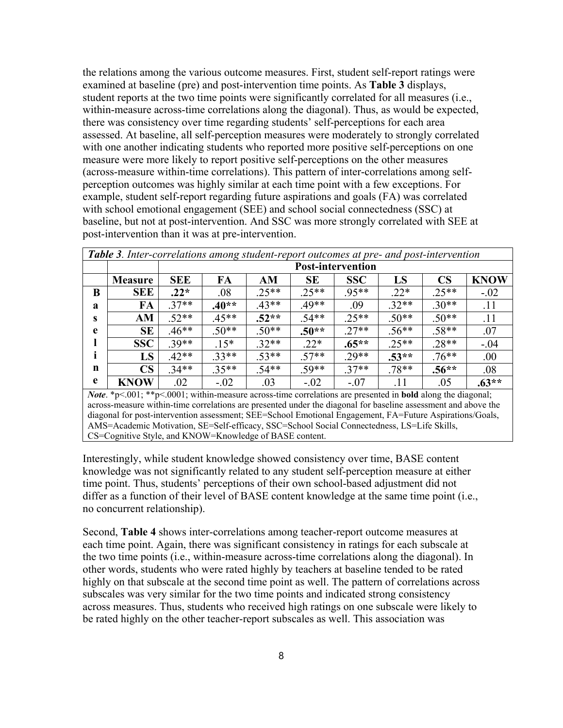the relations among the various outcome measures. First, student self-report ratings were examined at baseline (pre) and post-intervention time points. As **Table 3** displays, student reports at the two time points were significantly correlated for all measures (i.e., within-measure across-time correlations along the diagonal). Thus, as would be expected, there was consistency over time regarding students' self-perceptions for each area assessed. At baseline, all self-perception measures were moderately to strongly correlated with one another indicating students who reported more positive self-perceptions on one measure were more likely to report positive self-perceptions on the other measures (across-measure within-time correlations). This pattern of inter-correlations among self-perception outcomes was highly similar at each time point with a few exceptions. For example, student self-report regarding future aspirations and goals (FA) was correlated with school emotional engagement (SEE) and school social connectedness (SSC) at baseline, but not at post-intervention. And SSC was more strongly correlated with SEE at post-intervention than it was at pre-intervention.

***Table 3****. Inter-correlations among student-report outcomes at pre- and post-intervention*

| | | **Post-intervention** | | | | | | | |
|---|---|---|---|---|---|---|---|---|---|
| | **Measure** | **SEE** | **FA** | **AM** | **SE** | **SSC** | **LS** | **CS** | **KNOW** |
| **Baseline** | **SEE** | **.22*** | .08 | .25** | .25** | .95** | .22* | .25** | -.02 |
| | **FA** | .37** | **.40**** | .43** | .49** | .09 | .32** | .30** | .11 |
| | **AM** | .52** | .45** | **.52**** | .54** | .25** | .50** | .50** | .11 |
| | **SE** | .46** | .50** | .50** | **.50**** | .27** | .56** | .58** | .07 |
| | **SSC** | .39** | .15* | .32** | .22* | **.65**** | .25** | .28** | -.04 |
| | **LS** | .42** | .33** | .53** | .57** | .29** | **.53**** | .76** | .00 |
| | **CS** | .34** | .35** | .54** | .59** | .37** | .78** | **.56**** | .08 |
| | **KNOW** | .02 | -.02 | .03 | -.02 | -.07 | .11 | .05 | **.63**** |

*Note*. *p<.001; **p<.0001; within-measure across-time correlations are presented in **bold** along the diagonal; across-measure within-time correlations are presented under the diagonal for baseline assessment and above the diagonal for post-intervention assessment; SEE=School Emotional Engagement, FA=Future Aspirations/Goals, AMS=Academic Motivation, SE=Self-efficacy, SSC=School Social Connectedness, LS=Life Skills, CS=Cognitive Style, and KNOW=Knowledge of BASE content.

Interestingly, while student knowledge showed consistency over time, BASE content knowledge was not significantly related to any student self-perception measure at either time point. Thus, students' perceptions of their own school-based adjustment did not differ as a function of their level of BASE content knowledge at the same time point (i.e., no concurrent relationship).

Second, **Table 4** shows inter-correlations among teacher-report outcome measures at each time point. Again, there was significant consistency in ratings for each subscale at the two time points (i.e., within-measure across-time correlations along the diagonal). In other words, students who were rated highly by teachers at baseline tended to be rated highly on that subscale at the second time point as well. The pattern of correlations across subscales was very similar for the two time points and indicated strong consistency across measures. Thus, students who received high ratings on one subscale were likely to be rated highly on the other teacher-report subscales as well. This association was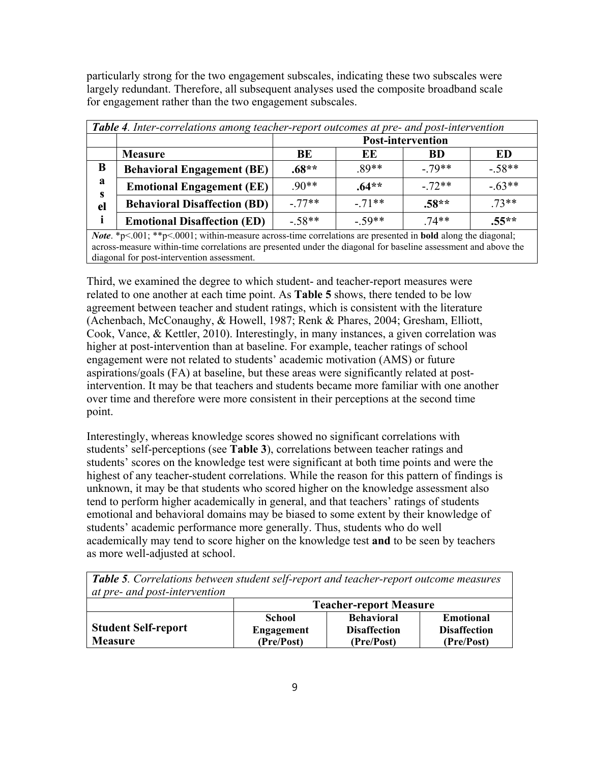particularly strong for the two engagement subscales, indicating these two subscales were largely redundant. Therefore, all subsequent analyses used the composite broadband scale for engagement rather than the two engagement subscales.

***Table 4****. Inter-correlations among teacher-report outcomes at pre- and post-intervention*

| | | Post-intervention | | | |
|---|---|---|---|---|---|
| | **Measure** | **BE** | **EE** | **BD** | **ED** |
| **Baseli** | **Behavioral Engagement (BE)** | **.68**** | .89** | -.79** | -.58** |
| | **Emotional Engagement (EE)** | .90** | **.64**** | -.72** | -.63** |
| | **Behavioral Disaffection (BD)** | -.77** | -.71** | **.58**** | .73** |
| | **Emotional Disaffection (ED)** | -.58** | -.59** | .74** | **.55**** |

*Note*. *p<.001; **p<.0001; within-measure across-time correlations are presented in **bold** along the diagonal; across-measure within-time correlations are presented under the diagonal for baseline assessment and above the diagonal for post-intervention assessment.

Third, we examined the degree to which student- and teacher-report measures were related to one another at each time point. As **Table 5** shows, there tended to be low agreement between teacher and student ratings, which is consistent with the literature (Achenbach, McConaughy, & Howell, 1987; Renk & Phares, 2004; Gresham, Elliott, Cook, Vance, & Kettler, 2010). Interestingly, in many instances, a given correlation was higher at post-intervention than at baseline. For example, teacher ratings of school engagement were not related to students' academic motivation (AMS) or future aspirations/goals (FA) at baseline, but these areas were significantly related at post-intervention. It may be that teachers and students became more familiar with one another over time and therefore were more consistent in their perceptions at the second time point.

Interestingly, whereas knowledge scores showed no significant correlations with students' self-perceptions (see **Table 3**), correlations between teacher ratings and students' scores on the knowledge test were significant at both time points and were the highest of any teacher-student correlations. While the reason for this pattern of findings is unknown, it may be that students who scored higher on the knowledge assessment also tend to perform higher academically in general, and that teachers' ratings of students emotional and behavioral domains may be biased to some extent by their knowledge of students' academic performance more generally. Thus, students who do well academically may tend to score higher on the knowledge test **and** to be seen by teachers as more well-adjusted at school.

***Table 5****. Correlations between student self-report and teacher-report outcome measures at pre- and post-intervention*

| | Teacher-report Measure | | |
|---|---|---|---|
| **Student Self-report Measure** | **School Engagement (Pre/Post)** | **Behavioral Disaffection (Pre/Post)** | **Emotional Disaffection (Pre/Post)** |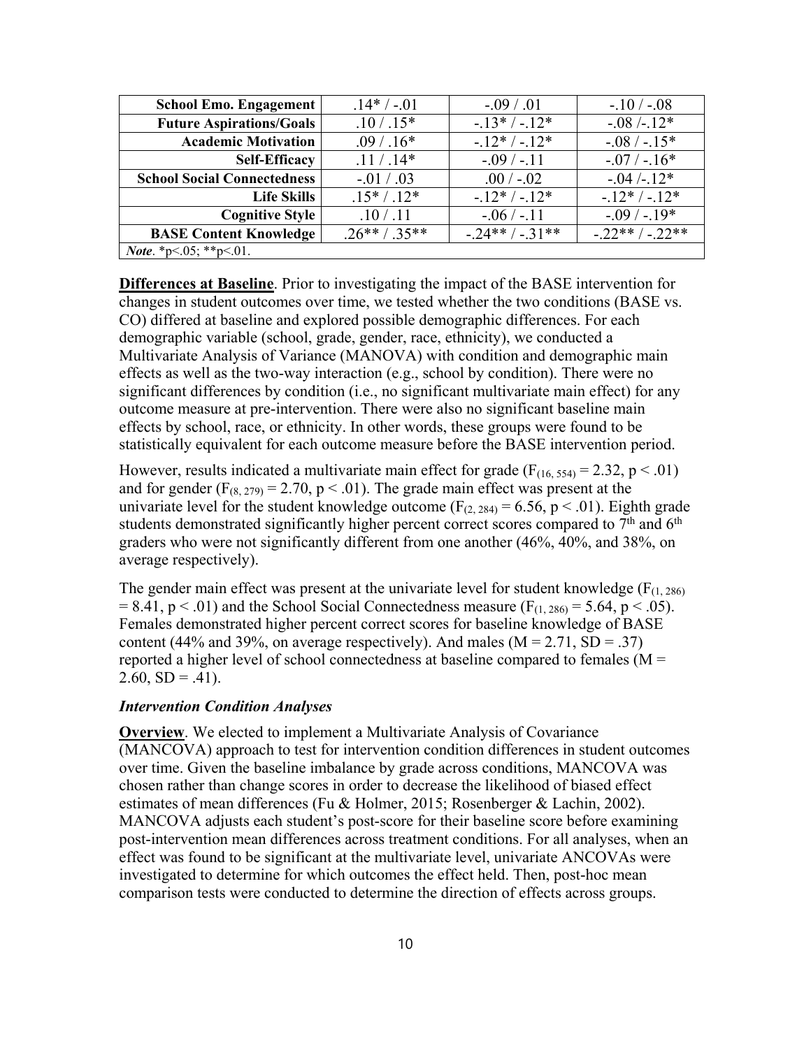| | | | |
|---|---|---|---|
| **School Emo. Engagement** | .14* / -.01 | -.09 / .01 | -.10 / -.08 |
| **Future Aspirations/Goals** | .10 / .15* | -.13* / -.12* | -.08 /-.12* |
| **Academic Motivation** | .09 / .16* | -.12* / -.12* | -.08 / -.15* |
| **Self-Efficacy** | .11 / .14* | -.09 / -.11 | -.07 / -.16* |
| **School Social Connectedness** | -.01 / .03 | .00 / -.02 | -.04 /-.12* |
| **Life Skills** | .15* / .12* | -.12* / -.12* | -.12* / -.12* |
| **Cognitive Style** | .10 / .11 | -.06 / -.11 | -.09 / -.19* |
| **BASE Content Knowledge** | .26** / .35** | -.24** / -.31** | -.22** / -.22** |
| *Note*. *p<.05; **p<.01. | | | |

**Differences at Baseline**. Prior to investigating the impact of the BASE intervention for changes in student outcomes over time, we tested whether the two conditions (BASE vs. CO) differed at baseline and explored possible demographic differences. For each demographic variable (school, grade, gender, race, ethnicity), we conducted a Multivariate Analysis of Variance (MANOVA) with condition and demographic main effects as well as the two-way interaction (e.g., school by condition). There were no significant differences by condition (i.e., no significant multivariate main effect) for any outcome measure at pre-intervention. There were also no significant baseline main effects by school, race, or ethnicity. In other words, these groups were found to be statistically equivalent for each outcome measure before the BASE intervention period.

However, results indicated a multivariate main effect for grade ($F_{(16, 554)} = 2.32$, $p < .01$) and for gender ($F_{(8, 279)} = 2.70$, $p < .01$). The grade main effect was present at the univariate level for the student knowledge outcome ($F_{(2, 284)} = 6.56$, $p < .01$). Eighth grade students demonstrated significantly higher percent correct scores compared to 7th and 6th graders who were not significantly different from one another (46%, 40%, and 38%, on average respectively).

The gender main effect was present at the univariate level for student knowledge ($F_{(1, 286)} = 8.41$, $p < .01$) and the School Social Connectedness measure ($F_{(1, 286)} = 5.64$, $p < .05$). Females demonstrated higher percent correct scores for baseline knowledge of BASE content (44% and 39%, on average respectively). And males ($M = 2.71$, $SD = .37$) reported a higher level of school connectedness at baseline compared to females ($M = 2.60$, $SD = .41$).

### *Intervention Condition Analyses*

**Overview**. We elected to implement a Multivariate Analysis of Covariance (MANCOVA) approach to test for intervention condition differences in student outcomes over time. Given the baseline imbalance by grade across conditions, MANCOVA was chosen rather than change scores in order to decrease the likelihood of biased effect estimates of mean differences (Fu & Holmer, 2015; Rosenberger & Lachin, 2002). MANCOVA adjusts each student's post-score for their baseline score before examining post-intervention mean differences across treatment conditions. For all analyses, when an effect was found to be significant at the multivariate level, univariate ANCOVAs were investigated to determine for which outcomes the effect held. Then, post-hoc mean comparison tests were conducted to determine the direction of effects across groups.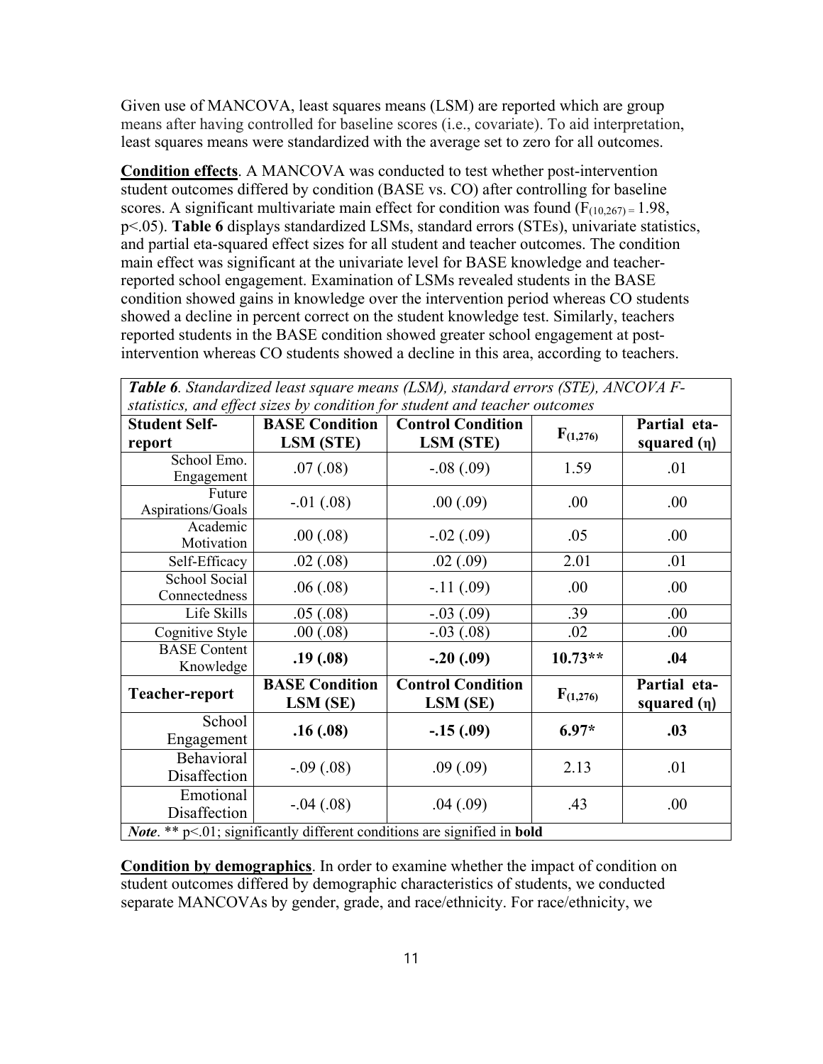Given use of MANCOVA, least squares means (LSM) are reported which are group means after having controlled for baseline scores (i.e., covariate). To aid interpretation, least squares means were standardized with the average set to zero for all outcomes.

**Condition effects**. A MANCOVA was conducted to test whether post-intervention student outcomes differed by condition (BASE vs. CO) after controlling for baseline scores. A significant multivariate main effect for condition was found ($F_{(10,267)} = 1.98$, $p<.05$). **Table 6** displays standardized LSMs, standard errors (STEs), univariate statistics, and partial eta-squared effect sizes for all student and teacher outcomes. The condition main effect was significant at the univariate level for BASE knowledge and teacher-reported school engagement. Examination of LSMs revealed students in the BASE condition showed gains in knowledge over the intervention period whereas CO students showed a decline in percent correct on the student knowledge test. Similarly, teachers reported students in the BASE condition showed greater school engagement at post-intervention whereas CO students showed a decline in this area, according to teachers.

***Table 6****. Standardized least square means (LSM), standard errors (STE), ANCOVA F-statistics, and effect sizes by condition for student and teacher outcomes*

| **Student Self-report** | **BASE Condition LSM (STE)** | **Control Condition LSM (STE)** | $F_{(1,276)}$ | **Partial eta-squared (η)** |
|---|---|---|---|---|
| School Emo. Engagement | .07 (.08) | -.08 (.09) | 1.59 | .01 |
| Future Aspirations/Goals | -.01 (.08) | .00 (.09) | .00 | .00 |
| Academic Motivation | .00 (.08) | -.02 (.09) | .05 | .00 |
| Self-Efficacy | .02 (.08) | .02 (.09) | 2.01 | .01 |
| School Social Connectedness | .06 (.08) | -.11 (.09) | .00 | .00 |
| Life Skills | .05 (.08) | -.03 (.09) | .39 | .00 |
| Cognitive Style | .00 (.08) | -.03 (.08) | .02 | .00 |
| BASE Content Knowledge | **.19 (.08)** | **-.20 (.09)** | **10.73\*\*** | **.04** |
| **Teacher-report** | **BASE Condition LSM (SE)** | **Control Condition LSM (SE)** | $F_{(1,276)}$ | **Partial eta-squared (η)** |
| School Engagement | **.16 (.08)** | **-.15 (.09)** | **6.97\*** | **.03** |
| Behavioral Disaffection | -.09 (.08) | .09 (.09) | 2.13 | .01 |
| Emotional Disaffection | -.04 (.08) | .04 (.09) | .43 | .00 |

*Note*. ** $p<.01$; significantly different conditions are signified in **bold**

**Condition by demographics**. In order to examine whether the impact of condition on student outcomes differed by demographic characteristics of students, we conducted separate MANCOVAs by gender, grade, and race/ethnicity. For race/ethnicity, we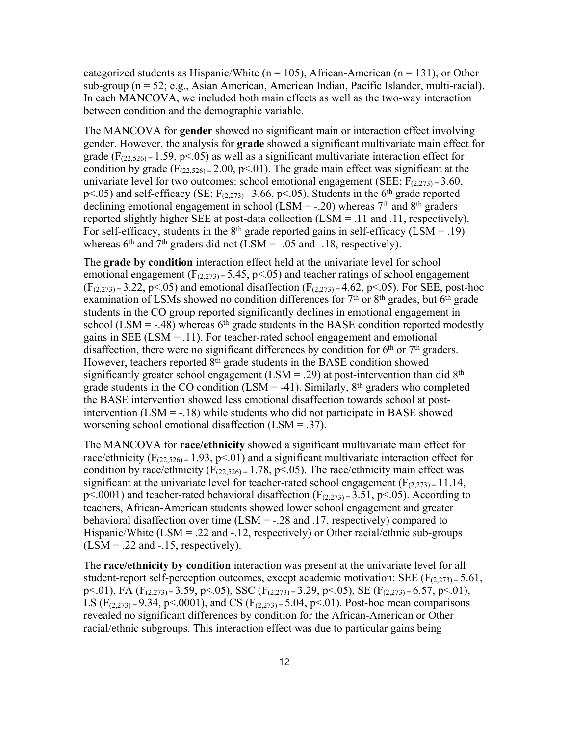categorized students as Hispanic/White (n = 105), African-American (n = 131), or Other sub-group (n = 52; e.g., Asian American, American Indian, Pacific Islander, multi-racial). In each MANCOVA, we included both main effects as well as the two-way interaction between condition and the demographic variable.

The MANCOVA for **gender** showed no significant main or interaction effect involving gender. However, the analysis for **grade** showed a significant multivariate main effect for grade ($F_{(22,526)} = 1.59$, $p<.05$) as well as a significant multivariate interaction effect for condition by grade ($F_{(22,526)} = 2.00$, $p<.01$). The grade main effect was significant at the univariate level for two outcomes: school emotional engagement (SEE; $F_{(2,273)} = 3.60$, $p<.05$) and self-efficacy (SE; $F_{(2,273)} = 3.66$, $p<.05$). Students in the 6th grade reported declining emotional engagement in school (LSM = -.20) whereas 7th and 8th graders reported slightly higher SEE at post-data collection (LSM = .11 and .11, respectively). For self-efficacy, students in the 8th grade reported gains in self-efficacy (LSM = .19) whereas 6th and 7th graders did not (LSM = -.05 and -.18, respectively).

The **grade by condition** interaction effect held at the univariate level for school emotional engagement ($F_{(2,273)} = 5.45$, $p<.05$) and teacher ratings of school engagement ($F_{(2,273)} = 3.22$, $p<.05$) and emotional disaffection ($F_{(2,273)} = 4.62$, $p<.05$). For SEE, post-hoc examination of LSMs showed no condition differences for 7th or 8th grades, but 6th grade students in the CO group reported significantly declines in emotional engagement in school (LSM = -.48) whereas 6th grade students in the BASE condition reported modestly gains in SEE (LSM = .11). For teacher-rated school engagement and emotional disaffection, there were no significant differences by condition for 6th or 7th graders. However, teachers reported 8th grade students in the BASE condition showed significantly greater school engagement (LSM = .29) at post-intervention than did 8th grade students in the CO condition (LSM = -41). Similarly, 8th graders who completed the BASE intervention showed less emotional disaffection towards school at post-intervention (LSM = -.18) while students who did not participate in BASE showed worsening school emotional disaffection (LSM = .37).

The MANCOVA for **race/ethnicity** showed a significant multivariate main effect for race/ethnicity ($F_{(22,526)} = 1.93$, $p<.01$) and a significant multivariate interaction effect for condition by race/ethnicity ($F_{(22,526)} = 1.78$, $p<.05$). The race/ethnicity main effect was significant at the univariate level for teacher-rated school engagement ($F_{(2,273)} = 11.14$, $p<.0001$) and teacher-rated behavioral disaffection ($F_{(2,273)} = 3.51$, $p<.05$). According to teachers, African-American students showed lower school engagement and greater behavioral disaffection over time (LSM = -.28 and .17, respectively) compared to Hispanic/White (LSM = .22 and -.12, respectively) or Other racial/ethnic sub-groups (LSM = .22 and -.15, respectively).

The **race/ethnicity by condition** interaction was present at the univariate level for all student-report self-perception outcomes, except academic motivation: SEE ($F_{(2,273)} = 5.61$, $p<.01$), FA ($F_{(2,273)} = 3.59$, $p<.05$), SSC ($F_{(2,273)} = 3.29$, $p<.05$), SE ($F_{(2,273)} = 6.57$, $p<.01$), LS ($F_{(2,273)} = 9.34$, $p<.0001$), and CS ($F_{(2,273)} = 5.04$, $p<.01$). Post-hoc mean comparisons revealed no significant differences by condition for the African-American or Other racial/ethnic subgroups. This interaction effect was due to particular gains being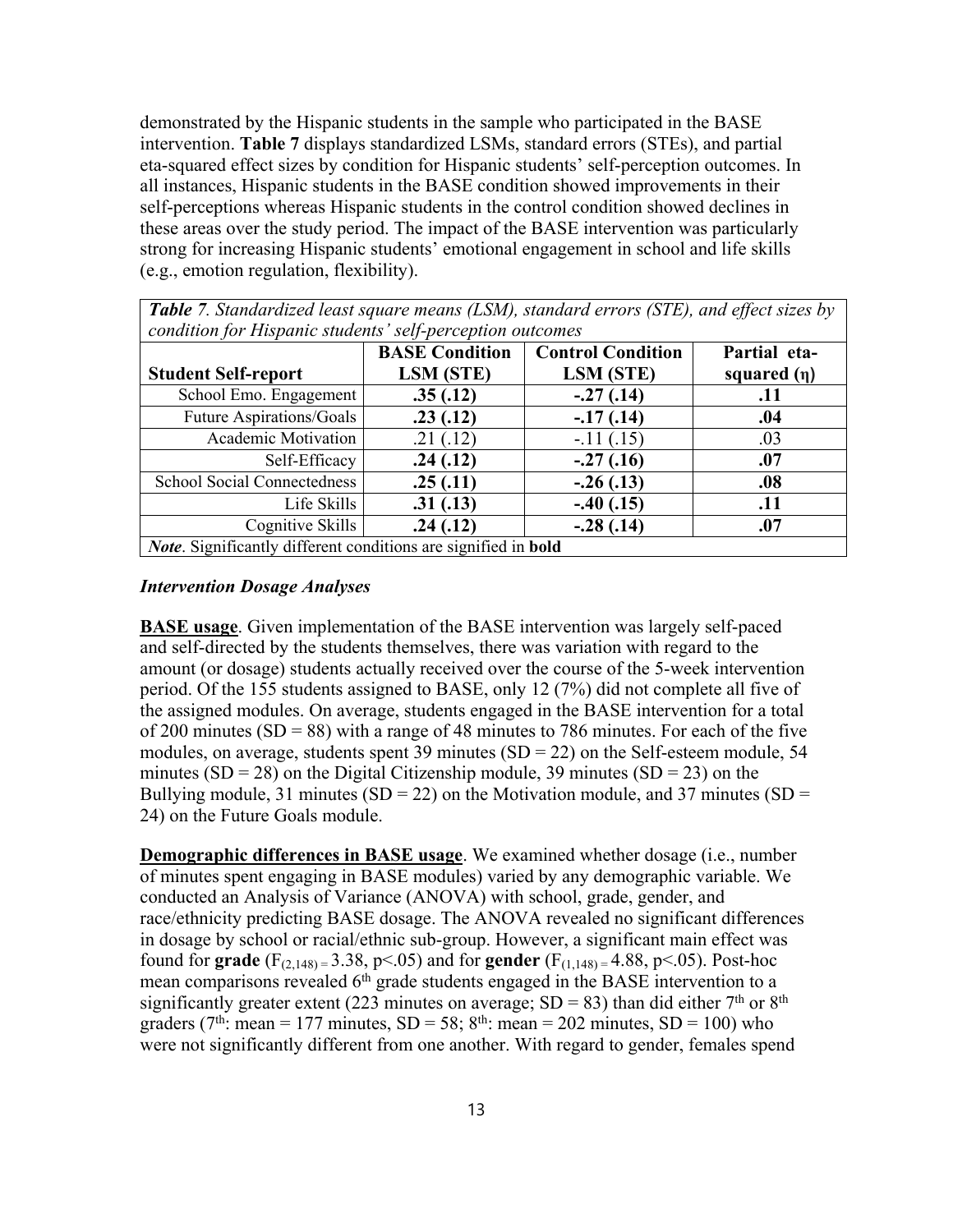demonstrated by the Hispanic students in the sample who participated in the BASE intervention. **Table 7** displays standardized LSMs, standard errors (STEs), and partial eta-squared effect sizes by condition for Hispanic students' self-perception outcomes. In all instances, Hispanic students in the BASE condition showed improvements in their self-perceptions whereas Hispanic students in the control condition showed declines in these areas over the study period. The impact of the BASE intervention was particularly strong for increasing Hispanic students' emotional engagement in school and life skills (e.g., emotion regulation, flexibility).

***Table 7**. Standardized least square means (LSM), standard errors (STE), and effect sizes by condition for Hispanic students' self-perception outcomes*

| Student Self-report | BASE Condition LSM (STE) | Control Condition LSM (STE) | Partial eta-squared (η) |
|---|---|---|---|
| School Emo. Engagement | **.35 (.12)** | **-.27 (.14)** | **.11** |
| Future Aspirations/Goals | **.23 (.12)** | **-.17 (.14)** | **.04** |
| Academic Motivation | .21 (.12) | -.11 (.15) | .03 |
| Self-Efficacy | **.24 (.12)** | **-.27 (.16)** | **.07** |
| School Social Connectedness | **.25 (.11)** | **-.26 (.13)** | **.08** |
| Life Skills | **.31 (.13)** | **-.40 (.15)** | **.11** |
| Cognitive Skills | **.24 (.12)** | **-.28 (.14)** | **.07** |

*Note*. Significantly different conditions are signified in **bold**

### *Intervention Dosage Analyses*

**BASE usage**. Given implementation of the BASE intervention was largely self-paced and self-directed by the students themselves, there was variation with regard to the amount (or dosage) students actually received over the course of the 5-week intervention period. Of the 155 students assigned to BASE, only 12 (7%) did not complete all five of the assigned modules. On average, students engaged in the BASE intervention for a total of 200 minutes (SD = 88) with a range of 48 minutes to 786 minutes. For each of the five modules, on average, students spent 39 minutes (SD = 22) on the Self-esteem module, 54 minutes (SD = 28) on the Digital Citizenship module, 39 minutes (SD = 23) on the Bullying module, 31 minutes (SD = 22) on the Motivation module, and 37 minutes (SD = 24) on the Future Goals module.

**Demographic differences in BASE usage**. We examined whether dosage (i.e., number of minutes spent engaging in BASE modules) varied by any demographic variable. We conducted an Analysis of Variance (ANOVA) with school, grade, gender, and race/ethnicity predicting BASE dosage. The ANOVA revealed no significant differences in dosage by school or racial/ethnic sub-group. However, a significant main effect was found for **grade** ($F_{(2,148)} = 3.38$, $p<.05$) and for **gender** ($F_{(1,148)} = 4.88$, $p<.05$). Post-hoc mean comparisons revealed 6th grade students engaged in the BASE intervention to a significantly greater extent (223 minutes on average; SD = 83) than did either 7th or 8th graders (7th: mean = 177 minutes, SD = 58; 8th: mean = 202 minutes, SD = 100) who were not significantly different from one another. With regard to gender, females spend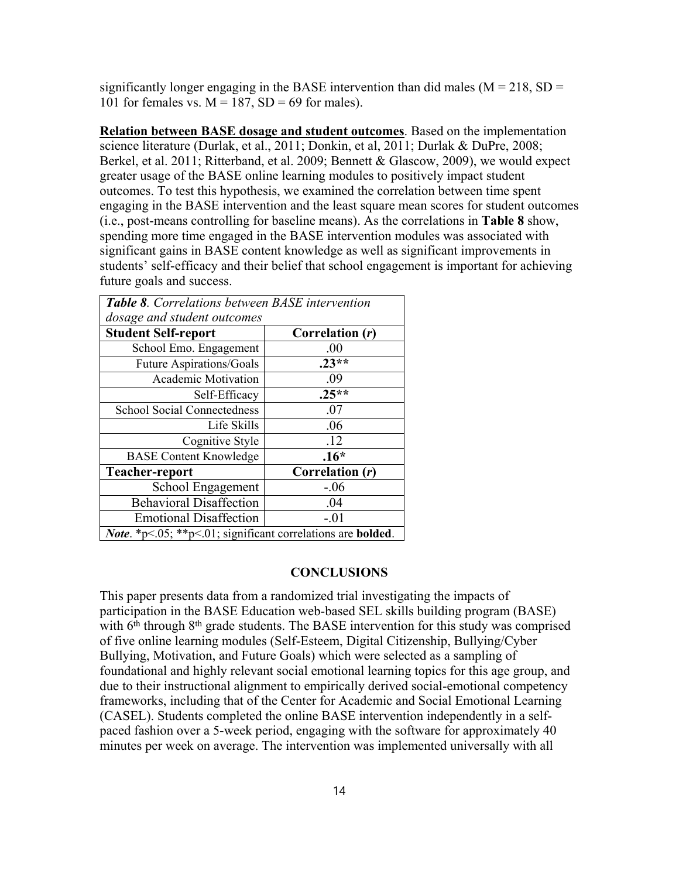significantly longer engaging in the BASE intervention than did males (M = 218, SD = 101 for females vs. M = 187, SD = 69 for males).

**Relation between BASE dosage and student outcomes**. Based on the implementation science literature (Durlak, et al., 2011; Donkin, et al, 2011; Durlak & DuPre, 2008; Berkel, et al. 2011; Ritterband, et al. 2009; Bennett & Glascow, 2009), we would expect greater usage of the BASE online learning modules to positively impact student outcomes. To test this hypothesis, we examined the correlation between time spent engaging in the BASE intervention and the least square mean scores for student outcomes (i.e., post-means controlling for baseline means). As the correlations in **Table 8** show, spending more time engaged in the BASE intervention modules was associated with significant gains in BASE content knowledge as well as significant improvements in students' self-efficacy and their belief that school engagement is important for achieving future goals and success.

***Table 8**. Correlations between BASE intervention dosage and student outcomes*

| Student Self-report | Correlation (*r*) |
|---|---|
| School Emo. Engagement | .00 |
| Future Aspirations/Goals | **.23\*\*** |
| Academic Motivation | .09 |
| Self-Efficacy | **.25\*\*** |
| School Social Connectedness | .07 |
| Life Skills | .06 |
| Cognitive Style | .12 |
| BASE Content Knowledge | **.16\*** |
| **Teacher-report** | **Correlation (*r*)** |
| School Engagement | -.06 |
| Behavioral Disaffection | .04 |
| Emotional Disaffection | -.01 |

*Note*. *p<.05; **p<.01; significant correlations are **bolded**.

## CONCLUSIONS

This paper presents data from a randomized trial investigating the impacts of participation in the BASE Education web-based SEL skills building program (BASE) with 6th through 8th grade students. The BASE intervention for this study was comprised of five online learning modules (Self-Esteem, Digital Citizenship, Bullying/Cyber Bullying, Motivation, and Future Goals) which were selected as a sampling of foundational and highly relevant social emotional learning topics for this age group, and due to their instructional alignment to empirically derived social-emotional competency frameworks, including that of the Center for Academic and Social Emotional Learning (CASEL). Students completed the online BASE intervention independently in a self-paced fashion over a 5-week period, engaging with the software for approximately 40 minutes per week on average. The intervention was implemented universally with all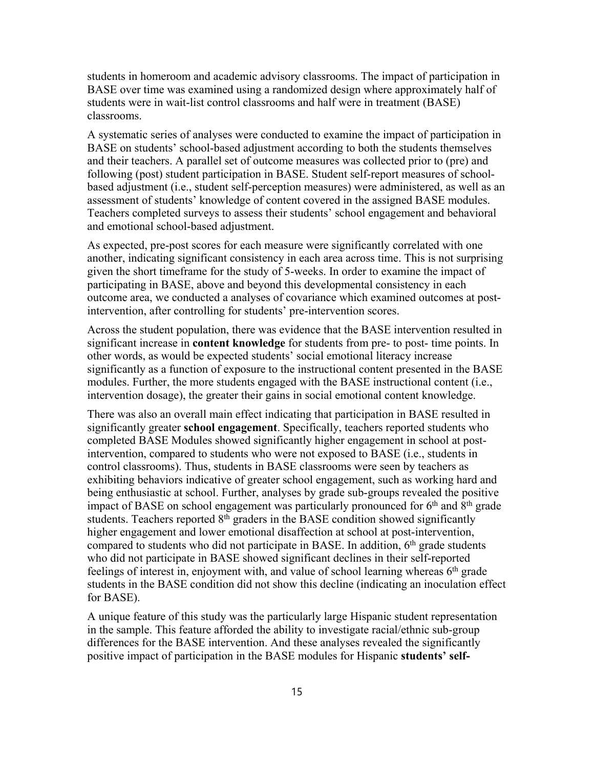students in homeroom and academic advisory classrooms. The impact of participation in BASE over time was examined using a randomized design where approximately half of students were in wait-list control classrooms and half were in treatment (BASE) classrooms.

A systematic series of analyses were conducted to examine the impact of participation in BASE on students' school-based adjustment according to both the students themselves and their teachers. A parallel set of outcome measures was collected prior to (pre) and following (post) student participation in BASE. Student self-report measures of school-based adjustment (i.e., student self-perception measures) were administered, as well as an assessment of students' knowledge of content covered in the assigned BASE modules. Teachers completed surveys to assess their students' school engagement and behavioral and emotional school-based adjustment.

As expected, pre-post scores for each measure were significantly correlated with one another, indicating significant consistency in each area across time. This is not surprising given the short timeframe for the study of 5-weeks. In order to examine the impact of participating in BASE, above and beyond this developmental consistency in each outcome area, we conducted a analyses of covariance which examined outcomes at post-intervention, after controlling for students' pre-intervention scores.

Across the student population, there was evidence that the BASE intervention resulted in significant increase in **content knowledge** for students from pre- to post- time points. In other words, as would be expected students' social emotional literacy increase significantly as a function of exposure to the instructional content presented in the BASE modules. Further, the more students engaged with the BASE instructional content (i.e., intervention dosage), the greater their gains in social emotional content knowledge.

There was also an overall main effect indicating that participation in BASE resulted in significantly greater **school engagement**. Specifically, teachers reported students who completed BASE Modules showed significantly higher engagement in school at post-intervention, compared to students who were not exposed to BASE (i.e., students in control classrooms). Thus, students in BASE classrooms were seen by teachers as exhibiting behaviors indicative of greater school engagement, such as working hard and being enthusiastic at school. Further, analyses by grade sub-groups revealed the positive impact of BASE on school engagement was particularly pronounced for 6th and 8th grade students. Teachers reported 8th graders in the BASE condition showed significantly higher engagement and lower emotional disaffection at school at post-intervention, compared to students who did not participate in BASE. In addition, 6th grade students who did not participate in BASE showed significant declines in their self-reported feelings of interest in, enjoyment with, and value of school learning whereas 6th grade students in the BASE condition did not show this decline (indicating an inoculation effect for BASE).

A unique feature of this study was the particularly large Hispanic student representation in the sample. This feature afforded the ability to investigate racial/ethnic sub-group differences for the BASE intervention. And these analyses revealed the significantly positive impact of participation in the BASE modules for Hispanic **students' self-**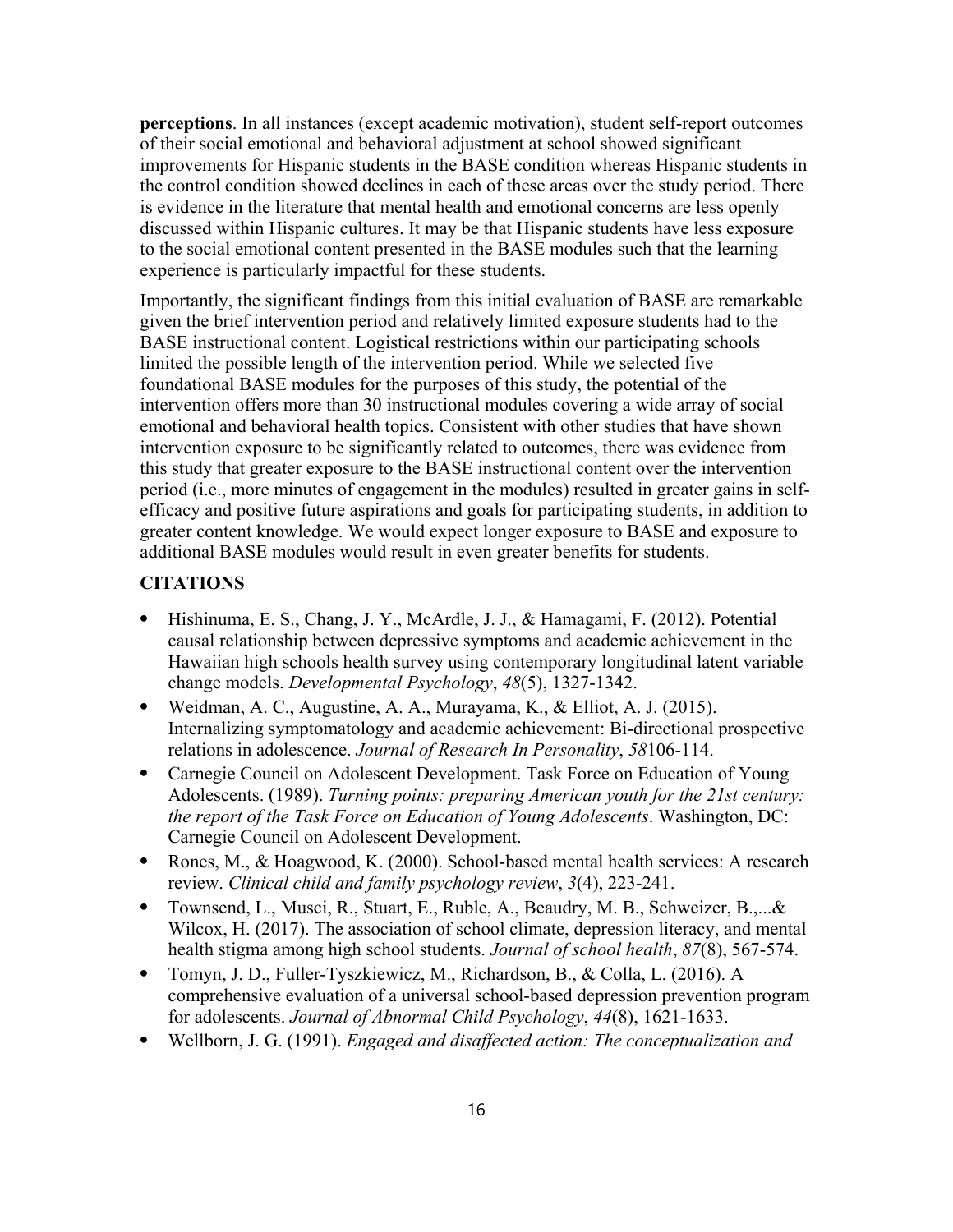**perceptions**. In all instances (except academic motivation), student self-report outcomes of their social emotional and behavioral adjustment at school showed significant improvements for Hispanic students in the BASE condition whereas Hispanic students in the control condition showed declines in each of these areas over the study period. There is evidence in the literature that mental health and emotional concerns are less openly discussed within Hispanic cultures. It may be that Hispanic students have less exposure to the social emotional content presented in the BASE modules such that the learning experience is particularly impactful for these students.

Importantly, the significant findings from this initial evaluation of BASE are remarkable given the brief intervention period and relatively limited exposure students had to the BASE instructional content. Logistical restrictions within our participating schools limited the possible length of the intervention period. While we selected five foundational BASE modules for the purposes of this study, the potential of the intervention offers more than 30 instructional modules covering a wide array of social emotional and behavioral health topics. Consistent with other studies that have shown intervention exposure to be significantly related to outcomes, there was evidence from this study that greater exposure to the BASE instructional content over the intervention period (i.e., more minutes of engagement in the modules) resulted in greater gains in self-efficacy and positive future aspirations and goals for participating students, in addition to greater content knowledge. We would expect longer exposure to BASE and exposure to additional BASE modules would result in even greater benefits for students.

## CITATIONS

- Hishinuma, E. S., Chang, J. Y., McArdle, J. J., & Hamagami, F. (2012). Potential causal relationship between depressive symptoms and academic achievement in the Hawaiian high schools health survey using contemporary longitudinal latent variable change models. *Developmental Psychology*, *48*(5), 1327-1342.
- Weidman, A. C., Augustine, A. A., Murayama, K., & Elliot, A. J. (2015). Internalizing symptomatology and academic achievement: Bi-directional prospective relations in adolescence. *Journal of Research In Personality*, *58*106-114.
- Carnegie Council on Adolescent Development. Task Force on Education of Young Adolescents. (1989). *Turning points: preparing American youth for the 21st century: the report of the Task Force on Education of Young Adolescents*. Washington, DC: Carnegie Council on Adolescent Development.
- Rones, M., & Hoagwood, K. (2000). School-based mental health services: A research review. *Clinical child and family psychology review*, *3*(4), 223-241.
- Townsend, L., Musci, R., Stuart, E., Ruble, A., Beaudry, M. B., Schweizer, B.,...& Wilcox, H. (2017). The association of school climate, depression literacy, and mental health stigma among high school students. *Journal of school health*, *87*(8), 567-574.
- Tomyn, J. D., Fuller-Tyszkiewicz, M., Richardson, B., & Colla, L. (2016). A comprehensive evaluation of a universal school-based depression prevention program for adolescents. *Journal of Abnormal Child Psychology*, *44*(8), 1621-1633.
- Wellborn, J. G. (1991). *Engaged and disaffected action: The conceptualization and*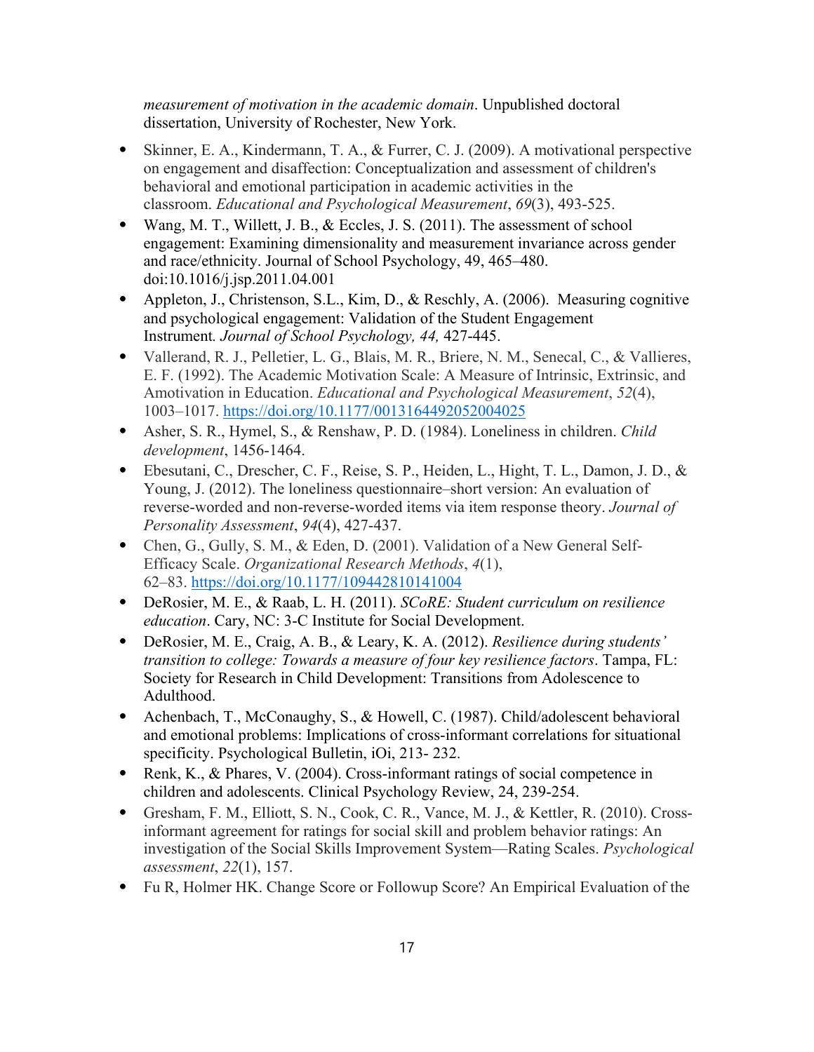*measurement of motivation in the academic domain*. Unpublished doctoral dissertation, University of Rochester, New York.

- Skinner, E. A., Kindermann, T. A., & Furrer, C. J. (2009). A motivational perspective on engagement and disaffection: Conceptualization and assessment of children's behavioral and emotional participation in academic activities in the classroom. *Educational and Psychological Measurement*, *69*(3), 493-525.
- Wang, M. T., Willett, J. B., & Eccles, J. S. (2011). The assessment of school engagement: Examining dimensionality and measurement invariance across gender and race/ethnicity. Journal of School Psychology, 49, 465–480. doi:10.1016/j.jsp.2011.04.001
- Appleton, J., Christenson, S.L., Kim, D., & Reschly, A. (2006). Measuring cognitive and psychological engagement: Validation of the Student Engagement Instrument. *Journal of School Psychology, 44,* 427-445.
- Vallerand, R. J., Pelletier, L. G., Blais, M. R., Briere, N. M., Senecal, C., & Vallieres, E. F. (1992). The Academic Motivation Scale: A Measure of Intrinsic, Extrinsic, and Amotivation in Education. *Educational and Psychological Measurement*, *52*(4), 1003–1017. https://doi.org/10.1177/0013164492052004025
- Asher, S. R., Hymel, S., & Renshaw, P. D. (1984). Loneliness in children. *Child development*, 1456-1464.
- Ebesutani, C., Drescher, C. F., Reise, S. P., Heiden, L., Hight, T. L., Damon, J. D., & Young, J. (2012). The loneliness questionnaire–short version: An evaluation of reverse-worded and non-reverse-worded items via item response theory. *Journal of Personality Assessment*, *94*(4), 427-437.
- Chen, G., Gully, S. M., & Eden, D. (2001). Validation of a New General Self-Efficacy Scale. *Organizational Research Methods*, *4*(1), 62–83. https://doi.org/10.1177/109442810141004
- DeRosier, M. E., & Raab, L. H. (2011). *SCoRE: Student curriculum on resilience education*. Cary, NC: 3-C Institute for Social Development.
- DeRosier, M. E., Craig, A. B., & Leary, K. A. (2012). *Resilience during students' transition to college: Towards a measure of four key resilience factors*. Tampa, FL: Society for Research in Child Development: Transitions from Adolescence to Adulthood.
- Achenbach, T., McConaughy, S., & Howell, C. (1987). Child/adolescent behavioral and emotional problems: Implications of cross-informant correlations for situational specificity. Psychological Bulletin, iOi, 213- 232.
- Renk, K., & Phares, V. (2004). Cross-informant ratings of social competence in children and adolescents. Clinical Psychology Review, 24, 239-254.
- Gresham, F. M., Elliott, S. N., Cook, C. R., Vance, M. J., & Kettler, R. (2010). Cross-informant agreement for ratings for social skill and problem behavior ratings: An investigation of the Social Skills Improvement System—Rating Scales. *Psychological assessment*, *22*(1), 157.
- Fu R, Holmer HK. Change Score or Followup Score? An Empirical Evaluation of the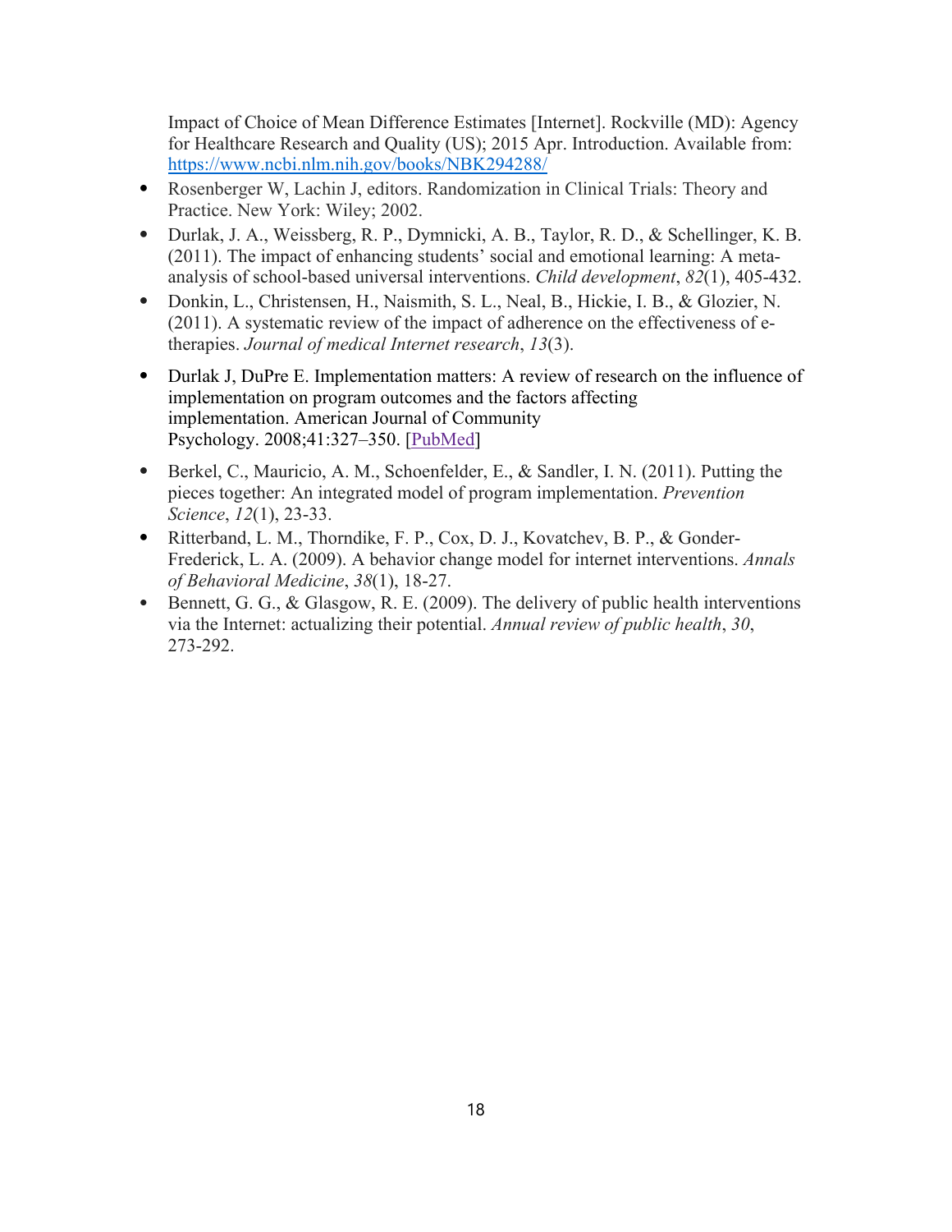Impact of Choice of Mean Difference Estimates [Internet]. Rockville (MD): Agency for Healthcare Research and Quality (US); 2015 Apr. Introduction. Available from: https://www.ncbi.nlm.nih.gov/books/NBK294288/

- Rosenberger W, Lachin J, editors. Randomization in Clinical Trials: Theory and Practice. New York: Wiley; 2002.
- Durlak, J. A., Weissberg, R. P., Dymnicki, A. B., Taylor, R. D., & Schellinger, K. B. (2011). The impact of enhancing students' social and emotional learning: A meta-analysis of school-based universal interventions. *Child development*, *82*(1), 405-432.
- Donkin, L., Christensen, H., Naismith, S. L., Neal, B., Hickie, I. B., & Glozier, N. (2011). A systematic review of the impact of adherence on the effectiveness of e-therapies. *Journal of medical Internet research*, *13*(3).
- Durlak J, DuPre E. Implementation matters: A review of research on the influence of implementation on program outcomes and the factors affecting implementation. American Journal of Community Psychology. 2008;41:327–350. [PubMed]
- Berkel, C., Mauricio, A. M., Schoenfelder, E., & Sandler, I. N. (2011). Putting the pieces together: An integrated model of program implementation. *Prevention Science*, *12*(1), 23-33.
- Ritterband, L. M., Thorndike, F. P., Cox, D. J., Kovatchev, B. P., & Gonder-Frederick, L. A. (2009). A behavior change model for internet interventions. *Annals of Behavioral Medicine*, *38*(1), 18-27.
- Bennett, G. G., & Glasgow, R. E. (2009). The delivery of public health interventions via the Internet: actualizing their potential. *Annual review of public health*, *30*, 273-292.